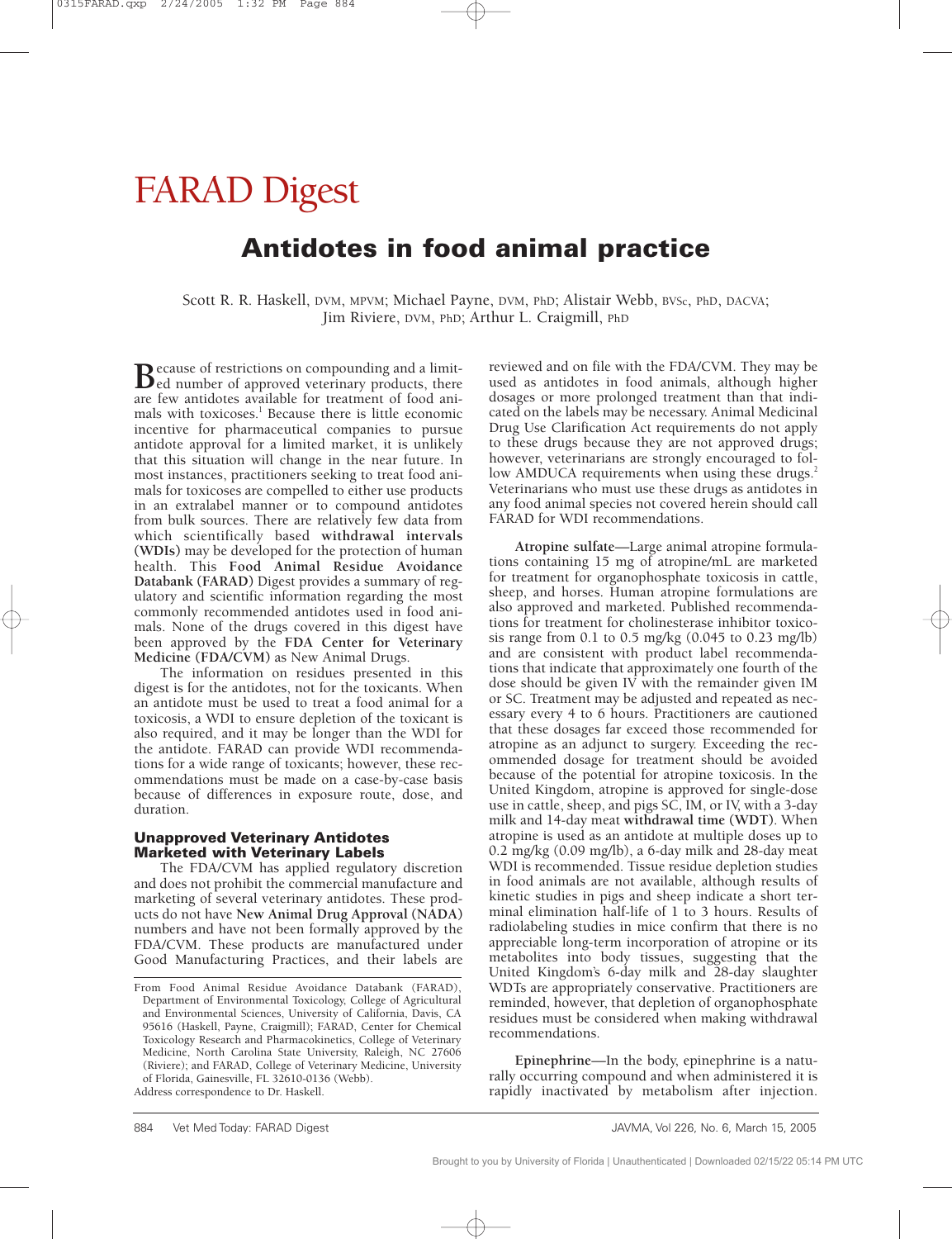# FARAD Digest

## Antidotes in food animal practice

Scott R. R. Haskell, DVM, MPVM; Michael Payne, DVM, PhD; Alistair Webb, BVSc, PhD, DACVA; Jim Riviere, DVM, PhD; Arthur L. Craigmill, PhD

Because of restrictions on compounding and a limited number of approved veterinary products, there are few antidotes available for treatment of food animals with toxicoses.[1] Because there is little economic incentive for pharmaceutical companies to pursue antidote approval for a limited market, it is unlikely that this situation will change in the near future. In most instances, practitioners seeking to treat food animals for toxicoses are compelled to either use products in an extralabel manner or to compound antidotes from bulk sources. There are relatively few data from which scientifically based **withdrawal intervals (WDIs)** may be developed for the protection of human health. This **Food Animal Residue Avoidance Databank (FARAD)** Digest provides a summary of regulatory and scientific information regarding the most commonly recommended antidotes used in food animals. None of the drugs covered in this digest have been approved by the **FDA Center for Veterinary Medicine (FDA/CVM)** as New Animal Drugs.

The information on residues presented in this digest is for the antidotes, not for the toxicants. When an antidote must be used to treat a food animal for a toxicosis, a WDI to ensure depletion of the toxicant is also required, and it may be longer than the WDI for the antidote. FARAD can provide WDI recommendations for a wide range of toxicants; however, these recommendations must be made on a case-by-case basis because of differences in exposure route, dose, and duration.

### Unapproved Veterinary Antidotes Marketed with Veterinary Labels

The FDA/CVM has applied regulatory discretion and does not prohibit the commercial manufacture and marketing of several veterinary antidotes. These products do not have **New Animal Drug Approval (NADA)** numbers and have not been formally approved by the FDA/CVM. These products are manufactured under Good Manufacturing Practices, and their labels are reviewed and on file with the FDA/CVM. They may be used as antidotes in food animals, although higher dosages or more prolonged treatment than that indicated on the labels may be necessary. Animal Medicinal Drug Use Clarification Act requirements do not apply to these drugs because they are not approved drugs; however, veterinarians are strongly encouraged to follow AMDUCA requirements when using these drugs.[2] Veterinarians who must use these drugs as antidotes in any food animal species not covered herein should call FARAD for WDI recommendations.

**Atropine sulfate**—Large animal atropine formulations containing 15 mg of atropine/mL are marketed for treatment for organophosphate toxicosis in cattle, sheep, and horses. Human atropine formulations are also approved and marketed. Published recommendations for treatment for cholinesterase inhibitor toxicosis range from 0.1 to 0.5 mg/kg (0.045 to 0.23 mg/lb) and are consistent with product label recommendations that indicate that approximately one fourth of the dose should be given IV with the remainder given IM or SC. Treatment may be adjusted and repeated as necessary every 4 to 6 hours. Practitioners are cautioned that these dosages far exceed those recommended for atropine as an adjunct to surgery. Exceeding the recommended dosage for treatment should be avoided because of the potential for atropine toxicosis. In the United Kingdom, atropine is approved for single-dose use in cattle, sheep, and pigs SC, IM, or IV, with a 3-day milk and 14-day meat **withdrawal time (WDT)**. When atropine is used as an antidote at multiple doses up to 0.2 mg/kg (0.09 mg/lb), a 6-day milk and 28-day meat WDI is recommended. Tissue residue depletion studies in food animals are not available, although results of kinetic studies in pigs and sheep indicate a short terminal elimination half-life of 1 to 3 hours. Results of radiolabeling studies in mice confirm that there is no appreciable long-term incorporation of atropine or its metabolites into body tissues, suggesting that the United Kingdom's 6-day milk and 28-day slaughter WDTs are appropriately conservative. Practitioners are reminded, however, that depletion of organophosphate residues must be considered when making withdrawal recommendations.

**Epinephrine**—In the body, epinephrine is a naturally occurring compound and when administered it is rapidly inactivated by metabolism after injection.

From Food Animal Residue Avoidance Databank (FARAD), Department of Environmental Toxicology, College of Agricultural and Environmental Sciences, University of California, Davis, CA 95616 (Haskell, Payne, Craigmill); FARAD, Center for Chemical Toxicology Research and Pharmacokinetics, College of Veterinary Medicine, North Carolina State University, Raleigh, NC 27606 (Riviere); and FARAD, College of Veterinary Medicine, University of Florida, Gainesville, FL 32610-0136 (Webb).

Address correspondence to Dr. Haskell.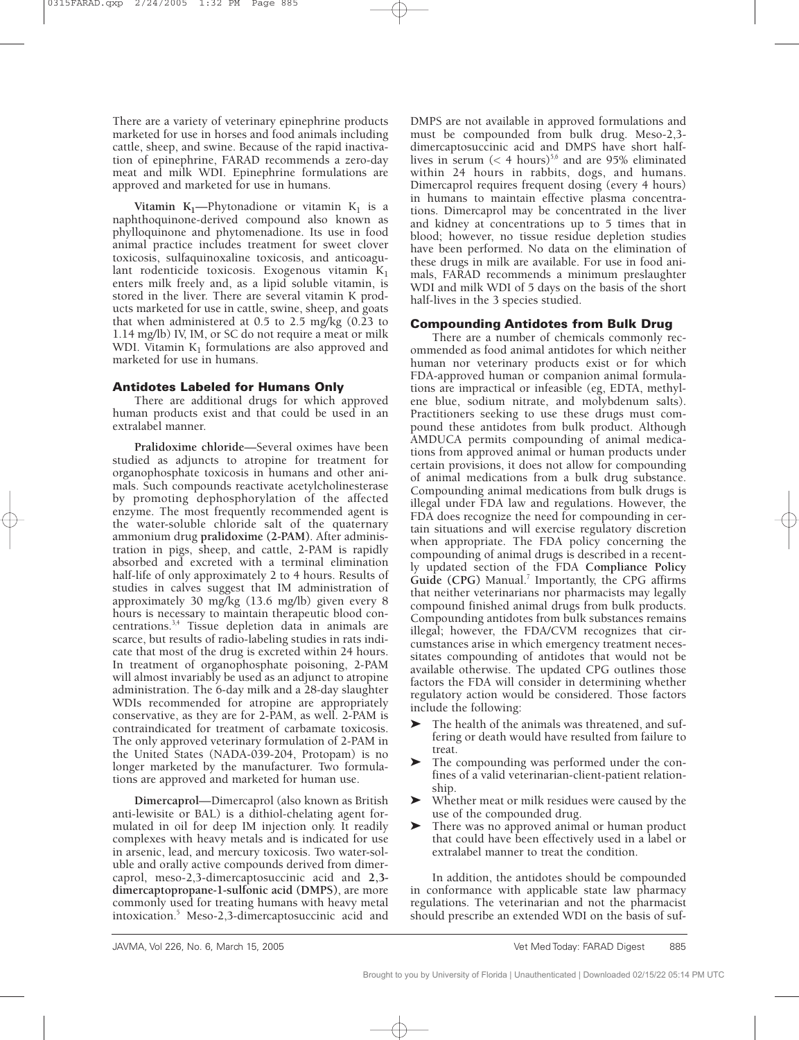There are a variety of veterinary epinephrine products marketed for use in horses and food animals including cattle, sheep, and swine. Because of the rapid inactivation of epinephrine, FARAD recommends a zero-day meat and milk WDI. Epinephrine formulations are approved and marketed for use in humans.

**Vitamin $K_1$—**Phytonadione or vitamin $K_1$ is a naphthoquinone-derived compound also known as phylloquinone and phytomenadione. Its use in food animal practice includes treatment for sweet clover toxicosis, sulfaquinoxaline toxicosis, and anticoagulant rodenticide toxicosis. Exogenous vitamin $K_1$ enters milk freely and, as a lipid soluble vitamin, is stored in the liver. There are several vitamin K products marketed for use in cattle, swine, sheep, and goats that when administered at 0.5 to 2.5 mg/kg (0.23 to 1.14 mg/lb) IV, IM, or SC do not require a meat or milk WDI. Vitamin $K_1$ formulations are also approved and marketed for use in humans.

## Antidotes Labeled for Humans Only

There are additional drugs for which approved human products exist and that could be used in an extralabel manner.

**Pralidoxime chloride—**Several oximes have been studied as adjuncts to atropine for treatment for organophosphate toxicosis in humans and other animals. Such compounds reactivate acetylcholinesterase by promoting dephosphorylation of the affected enzyme. The most frequently recommended agent is the water-soluble chloride salt of the quaternary ammonium drug **pralidoxime (2-PAM)**. After administration in pigs, sheep, and cattle, 2-PAM is rapidly absorbed and excreted with a terminal elimination half-life of only approximately 2 to 4 hours. Results of studies in calves suggest that IM administration of approximately 30 mg/kg (13.6 mg/lb) given every 8 hours is necessary to maintain therapeutic blood concentrations.[3,4] Tissue depletion data in animals are scarce, but results of radio-labeling studies in rats indicate that most of the drug is excreted within 24 hours. In treatment of organophosphate poisoning, 2-PAM will almost invariably be used as an adjunct to atropine administration. The 6-day milk and a 28-day slaughter WDIs recommended for atropine are appropriately conservative, as they are for 2-PAM, as well. 2-PAM is contraindicated for treatment of carbamate toxicosis. The only approved veterinary formulation of 2-PAM in the United States (NADA-039-204, Protopam) is no longer marketed by the manufacturer. Two formulations are approved and marketed for human use.

**Dimercaprol—**Dimercaprol (also known as British anti-lewisite or BAL) is a dithiol-chelating agent formulated in oil for deep IM injection only. It readily complexes with heavy metals and is indicated for use in arsenic, lead, and mercury toxicosis. Two water-soluble and orally active compounds derived from dimercaprol, meso-2,3-dimercaptosuccinic acid and **2,3-dimercaptopropane-1-sulfonic acid (DMPS)**, are more commonly used for treating humans with heavy metal intoxication.[5] Meso-2,3-dimercaptosuccinic acid and DMPS are not available in approved formulations and must be compounded from bulk drug. Meso-2,3-dimercaptosuccinic acid and DMPS have short half-lives in serum (< 4 hours)[5,6] and are 95% eliminated within 24 hours in rabbits, dogs, and humans. Dimercaprol requires frequent dosing (every 4 hours) in humans to maintain effective plasma concentrations. Dimercaprol may be concentrated in the liver and kidney at concentrations up to 5 times that in blood; however, no tissue residue depletion studies have been performed. No data on the elimination of these drugs in milk are available. For use in food animals, FARAD recommends a minimum preslaughter WDI and milk WDI of 5 days on the basis of the short half-lives in the 3 species studied.

## Compounding Antidotes from Bulk Drug

There are a number of chemicals commonly recommended as food animal antidotes for which neither human nor veterinary products exist or for which FDA-approved human or companion animal formulations are impractical or infeasible (eg, EDTA, methylene blue, sodium nitrate, and molybdenum salts). Practitioners seeking to use these drugs must compound these antidotes from bulk product. Although AMDUCA permits compounding of animal medications from approved animal or human products under certain provisions, it does not allow for compounding of animal medications from a bulk drug substance. Compounding animal medications from bulk drugs is illegal under FDA law and regulations. However, the FDA does recognize the need for compounding in certain situations and will exercise regulatory discretion when appropriate. The FDA policy concerning the compounding of animal drugs is described in a recently updated section of the FDA **Compliance Policy Guide (CPG)** Manual.[7] Importantly, the CPG affirms that neither veterinarians nor pharmacists may legally compound finished animal drugs from bulk products. Compounding antidotes from bulk substances remains illegal; however, the FDA/CVM recognizes that circumstances arise in which emergency treatment necessitates compounding of antidotes that would not be available otherwise. The updated CPG outlines those factors the FDA will consider in determining whether regulatory action would be considered. Those factors include the following:

- The health of the animals was threatened, and suffering or death would have resulted from failure to treat.
- The compounding was performed under the confines of a valid veterinarian-client-patient relationship.
- Whether meat or milk residues were caused by the use of the compounded drug.
- There was no approved animal or human product that could have been effectively used in a label or extralabel manner to treat the condition.

In addition, the antidotes should be compounded in conformance with applicable state law pharmacy regulations. The veterinarian and not the pharmacist should prescribe an extended WDI on the basis of suf-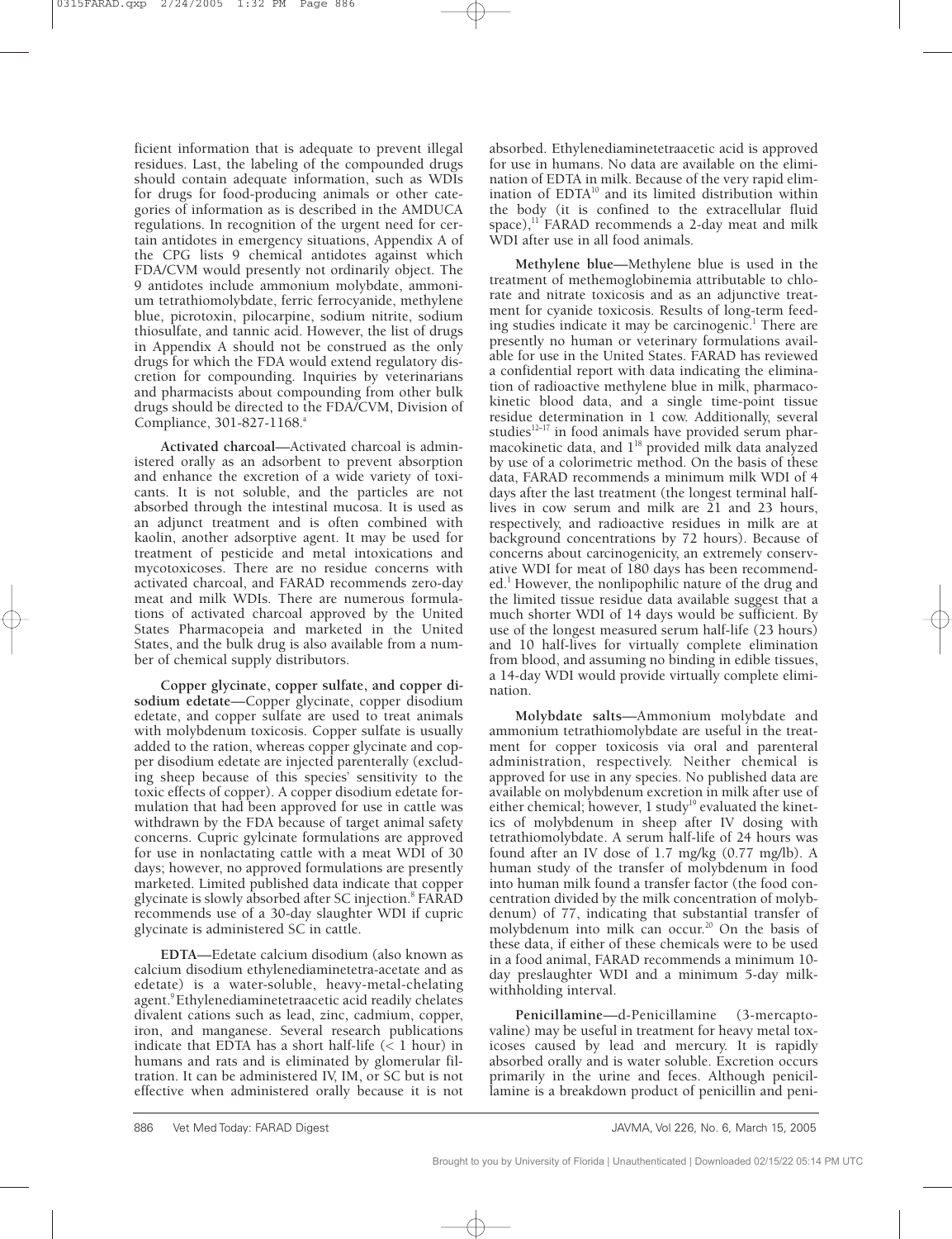ficient information that is adequate to prevent illegal residues. Last, the labeling of the compounded drugs should contain adequate information, such as WDIs for drugs for food-producing animals or other categories of information as is described in the AMDUCA regulations. In recognition of the urgent need for certain antidotes in emergency situations, Appendix A of the CPG lists 9 chemical antidotes against which FDA/CVM would presently not ordinarily object. The 9 antidotes include ammonium molybdate, ammonium tetrathiomolybdate, ferric ferrocyanide, methylene blue, picrotoxin, pilocarpine, sodium nitrite, sodium thiosulfate, and tannic acid. However, the list of drugs in Appendix A should not be construed as the only drugs for which the FDA would extend regulatory discretion for compounding. Inquiries by veterinarians and pharmacists about compounding from other bulk drugs should be directed to the FDA/CVM, Division of Compliance, 301-827-1168.[a]

**Activated charcoal—**Activated charcoal is administered orally as an adsorbent to prevent absorption and enhance the excretion of a wide variety of toxicants. It is not soluble, and the particles are not absorbed through the intestinal mucosa. It is used as an adjunct treatment and is often combined with kaolin, another adsorptive agent. It may be used for treatment of pesticide and metal intoxications and mycotoxicoses. There are no residue concerns with activated charcoal, and FARAD recommends zero-day meat and milk WDIs. There are numerous formulations of activated charcoal approved by the United States Pharmacopeia and marketed in the United States, and the bulk drug is also available from a number of chemical supply distributors.

**Copper glycinate, copper sulfate, and copper disodium edetate—**Copper glycinate, copper disodium edetate, and copper sulfate are used to treat animals with molybdenum toxicosis. Copper sulfate is usually added to the ration, whereas copper glycinate and copper disodium edetate are injected parenterally (excluding sheep because of this species' sensitivity to the toxic effects of copper). A copper disodium edetate formulation that had been approved for use in cattle was withdrawn by the FDA because of target animal safety concerns. Cupric gylcinate formulations are approved for use in nonlactating cattle with a meat WDI of 30 days; however, no approved formulations are presently marketed. Limited published data indicate that copper glycinate is slowly absorbed after SC injection.[8] FARAD recommends use of a 30-day slaughter WDI if cupric glycinate is administered SC in cattle.

**EDTA—**Edetate calcium disodium (also known as calcium disodium ethylenediaminetetra-acetate and as edetate) is a water-soluble, heavy-metal-chelating agent.[9] Ethylenediaminetetraacetic acid readily chelates divalent cations such as lead, zinc, cadmium, copper, iron, and manganese. Several research publications indicate that EDTA has a short half-life (< 1 hour) in humans and rats and is eliminated by glomerular filtration. It can be administered IV, IM, or SC but is not effective when administered orally because it is not absorbed. Ethylenediaminetetraacetic acid is approved for use in humans. No data are available on the elimination of EDTA in milk. Because of the very rapid elimination of EDTA[10] and its limited distribution within the body (it is confined to the extracellular fluid space),[11] FARAD recommends a 2-day meat and milk WDI after use in all food animals.

**Methylene blue—**Methylene blue is used in the treatment of methemoglobinemia attributable to chlorate and nitrate toxicosis and as an adjunctive treatment for cyanide toxicosis. Results of long-term feeding studies indicate it may be carcinogenic.[1] There are presently no human or veterinary formulations available for use in the United States. FARAD has reviewed a confidential report with data indicating the elimination of radioactive methylene blue in milk, pharmacokinetic blood data, and a single time-point tissue residue determination in 1 cow. Additionally, several studies[12–17] in food animals have provided serum pharmacokinetic data, and 1[18] provided milk data analyzed by use of a colorimetric method. On the basis of these data, FARAD recommends a minimum milk WDI of 4 days after the last treatment (the longest terminal half-lives in cow serum and milk are 21 and 23 hours, respectively, and radioactive residues in milk are at background concentrations by 72 hours). Because of concerns about carcinogenicity, an extremely conservative WDI for meat of 180 days has been recommended.[1] However, the nonlipophilic nature of the drug and the limited tissue residue data available suggest that a much shorter WDI of 14 days would be sufficient. By use of the longest measured serum half-life (23 hours) and 10 half-lives for virtually complete elimination from blood, and assuming no binding in edible tissues, a 14-day WDI would provide virtually complete elimination.

**Molybdate salts—**Ammonium molybdate and ammonium tetrathiomolybdate are useful in the treatment for copper toxicosis via oral and parenteral administration, respectively. Neither chemical is approved for use in any species. No published data are available on molybdenum excretion in milk after use of either chemical; however, 1 study[19] evaluated the kinetics of molybdenum in sheep after IV dosing with tetrathiomolybdate. A serum half-life of 24 hours was found after an IV dose of 1.7 mg/kg (0.77 mg/lb). A human study of the transfer of molybdenum in food into human milk found a transfer factor (the food concentration divided by the milk concentration of molybdenum) of 77, indicating that substantial transfer of molybdenum into milk can occur.[20] On the basis of these data, if either of these chemicals were to be used in a food animal, FARAD recommends a minimum 10-day preslaughter WDI and a minimum 5-day milk-withholding interval.

**Penicillamine—**d-Penicillamine (3-mercaptovaline) may be useful in treatment for heavy metal toxicoses caused by lead and mercury. It is rapidly absorbed orally and is water soluble. Excretion occurs primarily in the urine and feces. Although penicillamine is a breakdown product of penicillin and peni-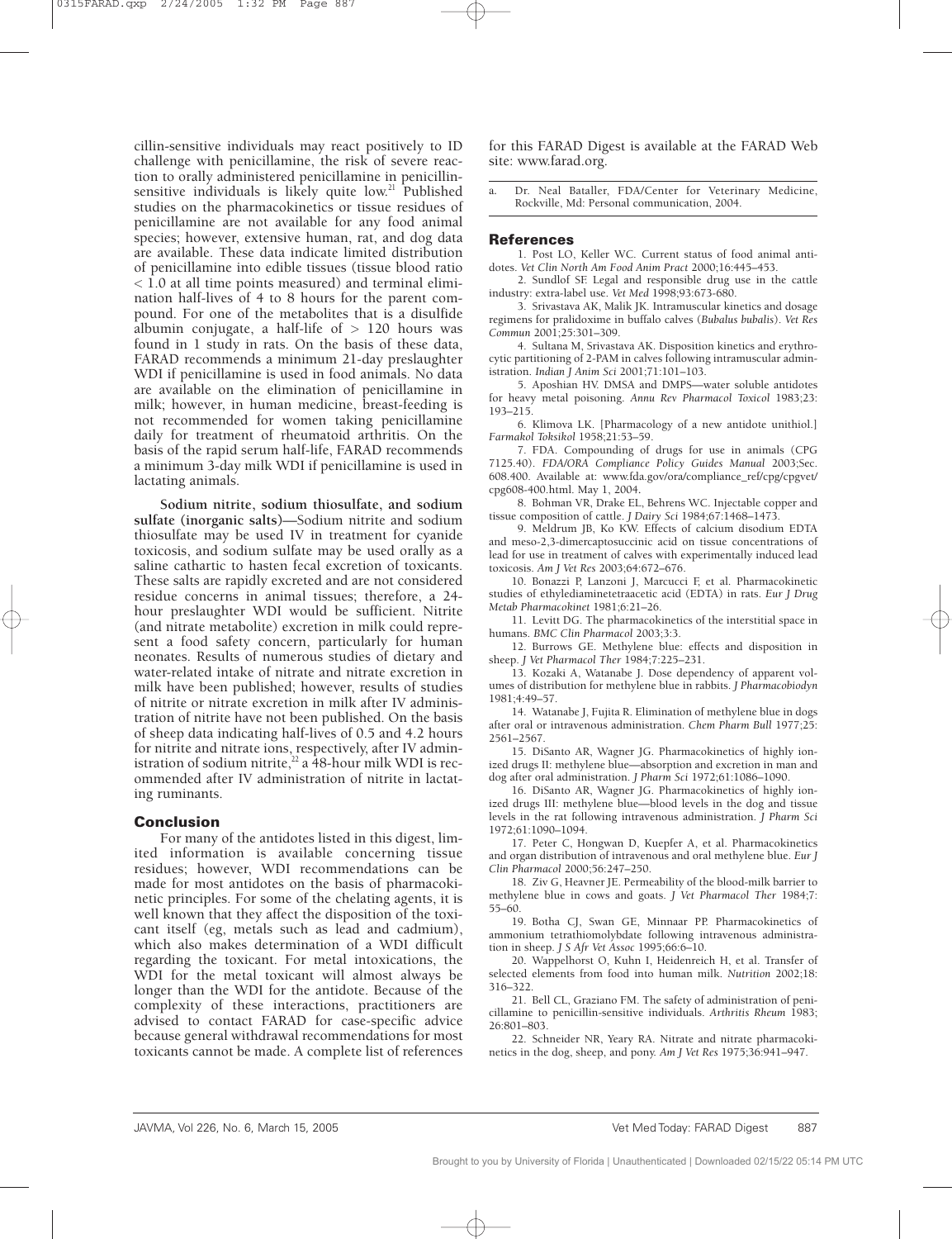cillin-sensitive individuals may react positively to ID challenge with penicillamine, the risk of severe reaction to orally administered penicillamine in penicillin-sensitive individuals is likely quite low.[21] Published studies on the pharmacokinetics or tissue residues of penicillamine are not available for any food animal species; however, extensive human, rat, and dog data are available. These data indicate limited distribution of penicillamine into edible tissues (tissue blood ratio < 1.0 at all time points measured) and terminal elimination half-lives of 4 to 8 hours for the parent compound. For one of the metabolites that is a disulfide albumin conjugate, a half-life of > 120 hours was found in 1 study in rats. On the basis of these data, FARAD recommends a minimum 21-day preslaughter WDI if penicillamine is used in food animals. No data are available on the elimination of penicillamine in milk; however, in human medicine, breast-feeding is not recommended for women taking penicillamine daily for treatment of rheumatoid arthritis. On the basis of the rapid serum half-life, FARAD recommends a minimum 3-day milk WDI if penicillamine is used in lactating animals.

**Sodium nitrite, sodium thiosulfate, and sodium sulfate (inorganic salts)**—Sodium nitrite and sodium thiosulfate may be used IV in treatment for cyanide toxicosis, and sodium sulfate may be used orally as a saline cathartic to hasten fecal excretion of toxicants. These salts are rapidly excreted and are not considered residue concerns in animal tissues; therefore, a 24-hour preslaughter WDI would be sufficient. Nitrite (and nitrate metabolite) excretion in milk could represent a food safety concern, particularly for human neonates. Results of numerous studies of dietary and water-related intake of nitrate and nitrate excretion in milk have been published; however, results of studies of nitrite or nitrate excretion in milk after IV administration of nitrite have not been published. On the basis of sheep data indicating half-lives of 0.5 and 4.2 hours for nitrite and nitrate ions, respectively, after IV administration of sodium nitrite,[22] a 48-hour milk WDI is recommended after IV administration of nitrite in lactating ruminants.

## Conclusion

For many of the antidotes listed in this digest, limited information is available concerning tissue residues; however, WDI recommendations can be made for most antidotes on the basis of pharmacokinetic principles. For some of the chelating agents, it is well known that they affect the disposition of the toxicant itself (eg, metals such as lead and cadmium), which also makes determination of a WDI difficult regarding the toxicant. For metal intoxications, the WDI for the metal toxicant will almost always be longer than the WDI for the antidote. Because of the complexity of these interactions, practitioners are advised to contact FARAD for case-specific advice because general withdrawal recommendations for most toxicants cannot be made. A complete list of references for this FARAD Digest is available at the FARAD Web site: www.farad.org.

a. Dr. Neal Bataller, FDA/Center for Veterinary Medicine, Rockville, Md: Personal communication, 2004.

## References

1. Post LO, Keller WC. Current status of food animal antidotes. *Vet Clin North Am Food Anim Pract* 2000;16:445–453.
2. Sundlof SF. Legal and responsible drug use in the cattle industry: extra-label use. *Vet Med* 1998;93:673-680.
3. Srivastava AK, Malik JK. Intramuscular kinetics and dosage regimens for pralidoxime in buffalo calves (*Bubalus bubalis*). *Vet Res Commun* 2001;25:301–309.
4. Sultana M, Srivastava AK. Disposition kinetics and erythrocytic partitioning of 2-PAM in calves following intramuscular administration. *Indian J Anim Sci* 2001;71:101–103.
5. Aposhian HV. DMSA and DMPS—water soluble antidotes for heavy metal poisoning. *Annu Rev Pharmacol Toxicol* 1983;23: 193–215.
6. Klimova LK. [Pharmacology of a new antidote unithiol.] *Farmakol Toksikol* 1958;21:53–59.
7. FDA. Compounding of drugs for use in animals (CPG 7125.40). *FDA/ORA Compliance Policy Guides Manual* 2003;Sec. 608.400. Available at: www.fda.gov/ora/compliance_ref/cpg/cpgvet/cpg608-400.html. May 1, 2004.
8. Bohman VR, Drake EL, Behrens WC. Injectable copper and tissue composition of cattle. *J Dairy Sci* 1984;67:1468–1473.
9. Meldrum JB, Ko KW. Effects of calcium disodium EDTA and meso-2,3-dimercaptosuccinic acid on tissue concentrations of lead for use in treatment of calves with experimentally induced lead toxicosis. *Am J Vet Res* 2003;64:672–676.
10. Bonazzi P, Lanzoni J, Marcucci F, et al. Pharmacokinetic studies of ethylediaminetetraacetic acid (EDTA) in rats. *Eur J Drug Metab Pharmacokinet* 1981;6:21–26.
11. Levitt DG. The pharmacokinetics of the interstitial space in humans. *BMC Clin Pharmacol* 2003;3:3.
12. Burrows GE. Methylene blue: effects and disposition in sheep. *J Vet Pharmacol Ther* 1984;7:225–231.
13. Kozaki A, Watanabe J. Dose dependency of apparent volumes of distribution for methylene blue in rabbits. *J Pharmacobiodyn* 1981;4:49–57.
14. Watanabe J, Fujita R. Elimination of methylene blue in dogs after oral or intravenous administration. *Chem Pharm Bull* 1977;25: 2561–2567.
15. DiSanto AR, Wagner JG. Pharmacokinetics of highly ionized drugs II: methylene blue—absorption and excretion in man and dog after oral administration. *J Pharm Sci* 1972;61:1086–1090.
16. DiSanto AR, Wagner JG. Pharmacokinetics of highly ionized drugs III: methylene blue—blood levels in the dog and tissue levels in the rat following intravenous administration. *J Pharm Sci* 1972;61:1090–1094.
17. Peter C, Hongwan D, Kuepfer A, et al. Pharmacokinetics and organ distribution of intravenous and oral methylene blue. *Eur J Clin Pharmacol* 2000;56:247–250.
18. Ziv G, Heavner JE. Permeability of the blood-milk barrier to methylene blue in cows and goats. *J Vet Pharmacol Ther* 1984;7: 55–60.
19. Botha CJ, Swan GE, Minnaar PP. Pharmacokinetics of ammonium tetrathiomolybdate following intravenous administration in sheep. *J S Afr Vet Assoc* 1995;66:6–10.
20. Wappelhorst O, Kuhn I, Heidenreich H, et al. Transfer of selected elements from food into human milk. *Nutrition* 2002;18: 316–322.
21. Bell CL, Graziano FM. The safety of administration of penicillamine to penicillin-sensitive individuals. *Arthritis Rheum* 1983; 26:801–803.
22. Schneider NR, Yeary RA. Nitrate and nitrate pharmacokinetics in the dog, sheep, and pony. *Am J Vet Res* 1975;36:941–947.